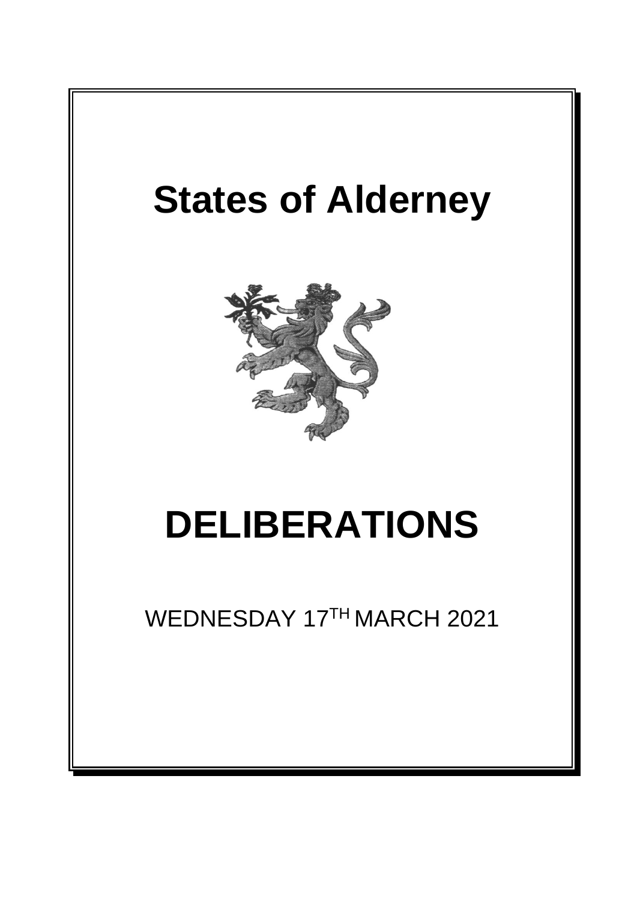# States of Alderney

# DELIBERATIONS

WEDNESDAY 17TH MARCH 2021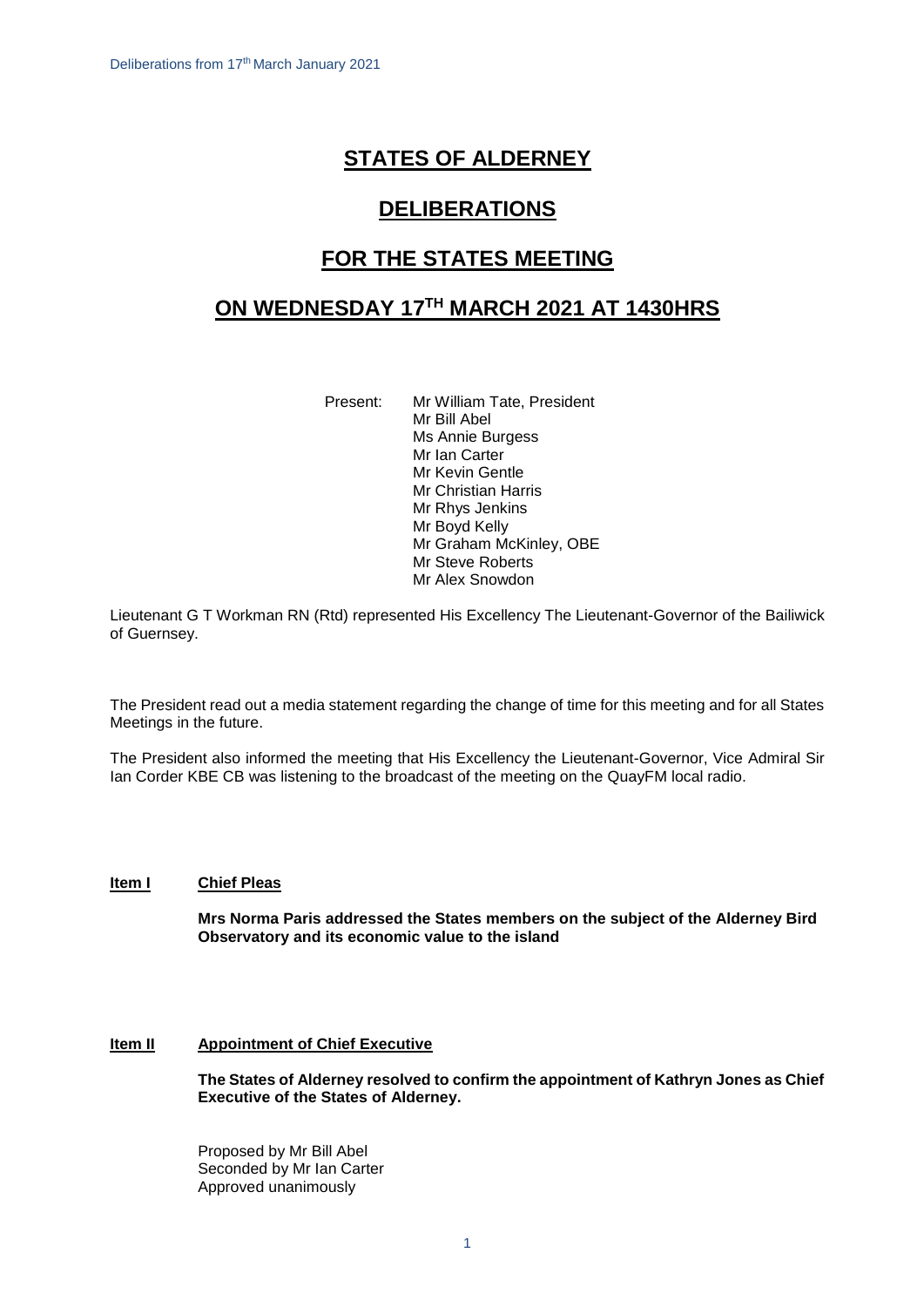# STATES OF ALDERNEY

# DELIBERATIONS

# FOR THE STATES MEETING

# ON WEDNESDAY 17TH MARCH 2021 AT 1430HRS

Present: Mr William Tate, President
Mr Bill Abel
Ms Annie Burgess
Mr Ian Carter
Mr Kevin Gentle
Mr Christian Harris
Mr Rhys Jenkins
Mr Boyd Kelly
Mr Graham McKinley, OBE
Mr Steve Roberts
Mr Alex Snowdon

Lieutenant G T Workman RN (Rtd) represented His Excellency The Lieutenant-Governor of the Bailiwick of Guernsey.

The President read out a media statement regarding the change of time for this meeting and for all States Meetings in the future.

The President also informed the meeting that His Excellency the Lieutenant-Governor, Vice Admiral Sir Ian Corder KBE CB was listening to the broadcast of the meeting on the QuayFM local radio.

**Item I** **Chief Pleas**

**Mrs Norma Paris addressed the States members on the subject of the Alderney Bird Observatory and its economic value to the island**

**Item II** **Appointment of Chief Executive**

**The States of Alderney resolved to confirm the appointment of Kathryn Jones as Chief Executive of the States of Alderney.**

Proposed by Mr Bill Abel
Seconded by Mr Ian Carter
Approved unanimously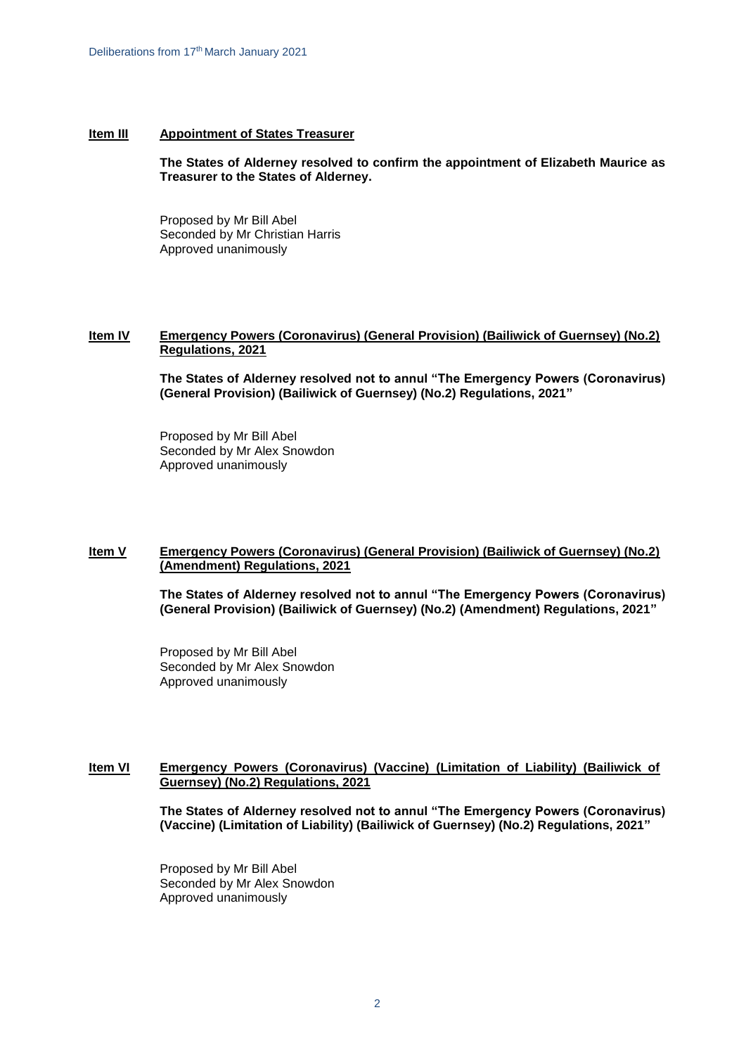**Item III** **Appointment of States Treasurer**

**The States of Alderney resolved to confirm the appointment of Elizabeth Maurice as Treasurer to the States of Alderney.**

Proposed by Mr Bill Abel
Seconded by Mr Christian Harris
Approved unanimously

**Item IV** **Emergency Powers (Coronavirus) (General Provision) (Bailiwick of Guernsey) (No.2) Regulations, 2021**

**The States of Alderney resolved not to annul "The Emergency Powers (Coronavirus) (General Provision) (Bailiwick of Guernsey) (No.2) Regulations, 2021"**

Proposed by Mr Bill Abel
Seconded by Mr Alex Snowdon
Approved unanimously

**Item V** **Emergency Powers (Coronavirus) (General Provision) (Bailiwick of Guernsey) (No.2) (Amendment) Regulations, 2021**

**The States of Alderney resolved not to annul "The Emergency Powers (Coronavirus) (General Provision) (Bailiwick of Guernsey) (No.2) (Amendment) Regulations, 2021"**

Proposed by Mr Bill Abel
Seconded by Mr Alex Snowdon
Approved unanimously

**Item VI** **Emergency Powers (Coronavirus) (Vaccine) (Limitation of Liability) (Bailiwick of Guernsey) (No.2) Regulations, 2021**

**The States of Alderney resolved not to annul "The Emergency Powers (Coronavirus) (Vaccine) (Limitation of Liability) (Bailiwick of Guernsey) (No.2) Regulations, 2021"**

Proposed by Mr Bill Abel
Seconded by Mr Alex Snowdon
Approved unanimously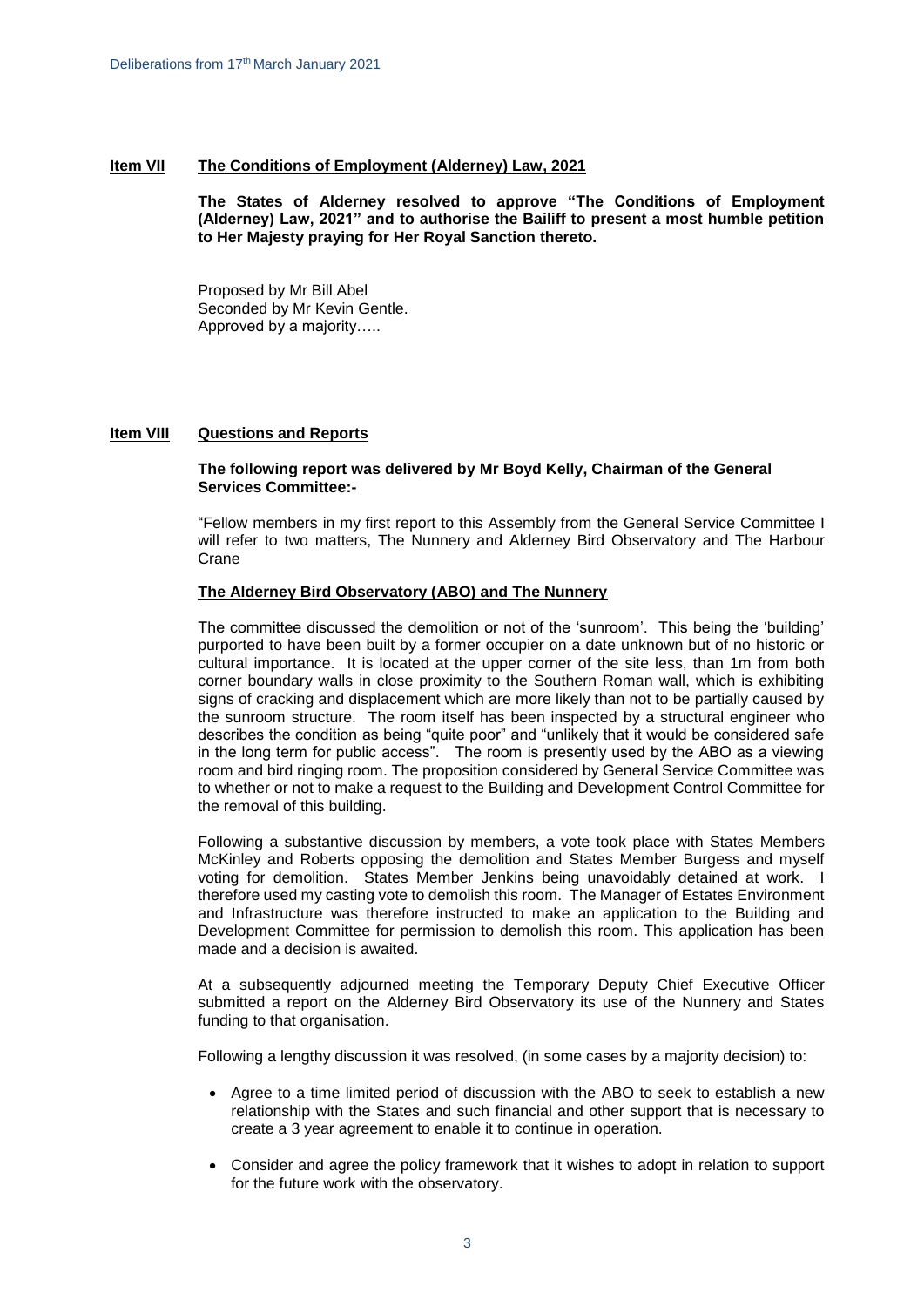**Item VII** **The Conditions of Employment (Alderney) Law, 2021**

**The States of Alderney resolved to approve "The Conditions of Employment (Alderney) Law, 2021" and to authorise the Bailiff to present a most humble petition to Her Majesty praying for Her Royal Sanction thereto.**

Proposed by Mr Bill Abel
Seconded by Mr Kevin Gentle.
Approved by a majority…..

**Item VIII** **Questions and Reports**

**The following report was delivered by Mr Boyd Kelly, Chairman of the General Services Committee:-**

"Fellow members in my first report to this Assembly from the General Service Committee I will refer to two matters, The Nunnery and Alderney Bird Observatory and The Harbour Crane

**The Alderney Bird Observatory (ABO) and The Nunnery**

The committee discussed the demolition or not of the 'sunroom'. This being the 'building' purported to have been built by a former occupier on a date unknown but of no historic or cultural importance. It is located at the upper corner of the site less, than 1m from both corner boundary walls in close proximity to the Southern Roman wall, which is exhibiting signs of cracking and displacement which are more likely than not to be partially caused by the sunroom structure. The room itself has been inspected by a structural engineer who describes the condition as being "quite poor" and "unlikely that it would be considered safe in the long term for public access". The room is presently used by the ABO as a viewing room and bird ringing room. The proposition considered by General Service Committee was to whether or not to make a request to the Building and Development Control Committee for the removal of this building.

Following a substantive discussion by members, a vote took place with States Members McKinley and Roberts opposing the demolition and States Member Burgess and myself voting for demolition. States Member Jenkins being unavoidably detained at work. I therefore used my casting vote to demolish this room. The Manager of Estates Environment and Infrastructure was therefore instructed to make an application to the Building and Development Committee for permission to demolish this room. This application has been made and a decision is awaited.

At a subsequently adjourned meeting the Temporary Deputy Chief Executive Officer submitted a report on the Alderney Bird Observatory its use of the Nunnery and States funding to that organisation.

Following a lengthy discussion it was resolved, (in some cases by a majority decision) to:

- Agree to a time limited period of discussion with the ABO to seek to establish a new relationship with the States and such financial and other support that is necessary to create a 3 year agreement to enable it to continue in operation.
- Consider and agree the policy framework that it wishes to adopt in relation to support for the future work with the observatory.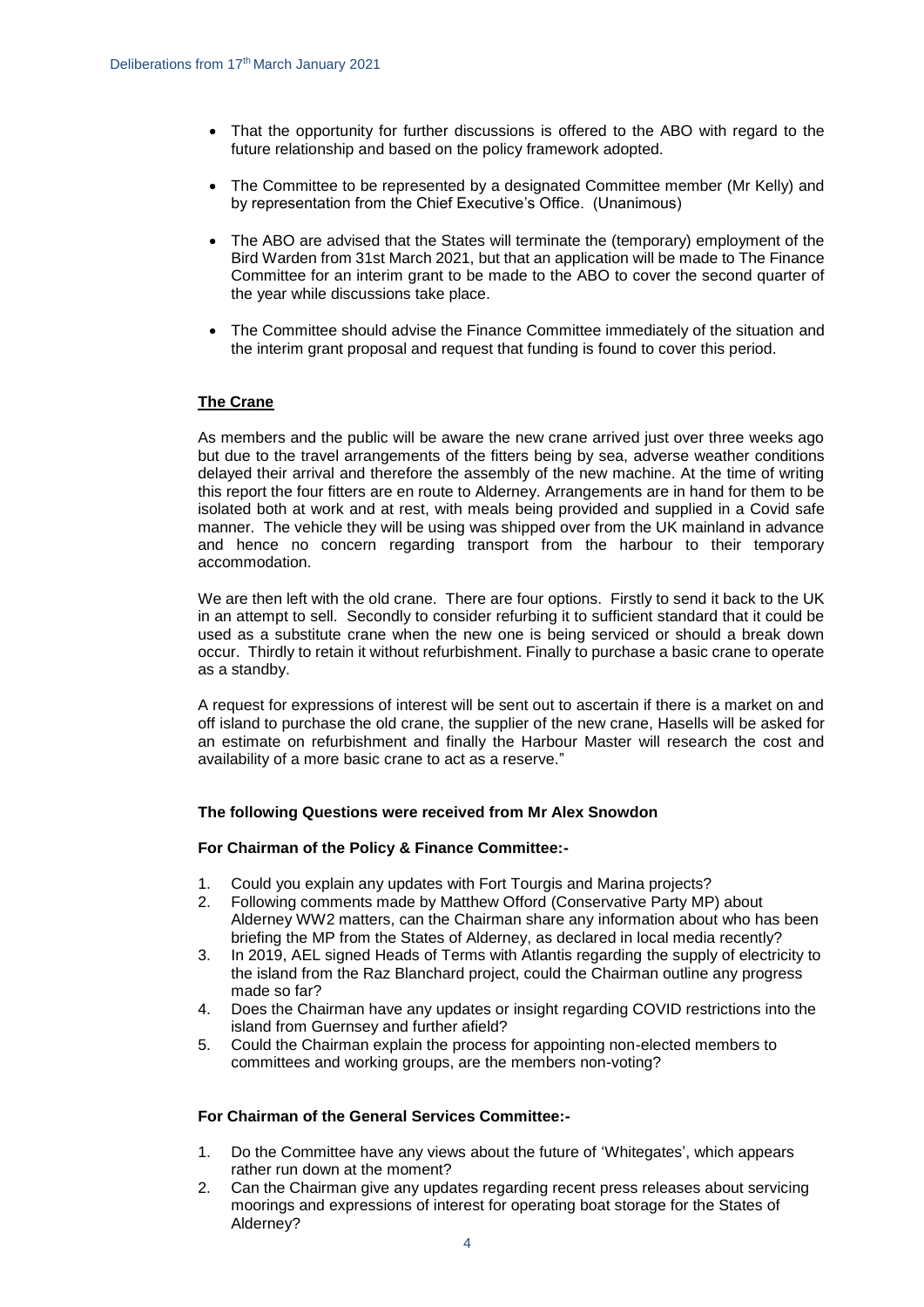- That the opportunity for further discussions is offered to the ABO with regard to the future relationship and based on the policy framework adopted.
- The Committee to be represented by a designated Committee member (Mr Kelly) and by representation from the Chief Executive's Office. (Unanimous)
- The ABO are advised that the States will terminate the (temporary) employment of the Bird Warden from 31st March 2021, but that an application will be made to The Finance Committee for an interim grant to be made to the ABO to cover the second quarter of the year while discussions take place.
- The Committee should advise the Finance Committee immediately of the situation and the interim grant proposal and request that funding is found to cover this period.

**The Crane**

As members and the public will be aware the new crane arrived just over three weeks ago but due to the travel arrangements of the fitters being by sea, adverse weather conditions delayed their arrival and therefore the assembly of the new machine. At the time of writing this report the four fitters are en route to Alderney. Arrangements are in hand for them to be isolated both at work and at rest, with meals being provided and supplied in a Covid safe manner. The vehicle they will be using was shipped over from the UK mainland in advance and hence no concern regarding transport from the harbour to their temporary accommodation.

We are then left with the old crane. There are four options. Firstly to send it back to the UK in an attempt to sell. Secondly to consider refurbing it to sufficient standard that it could be used as a substitute crane when the new one is being serviced or should a break down occur. Thirdly to retain it without refurbishment. Finally to purchase a basic crane to operate as a standby.

A request for expressions of interest will be sent out to ascertain if there is a market on and off island to purchase the old crane, the supplier of the new crane, Hasells will be asked for an estimate on refurbishment and finally the Harbour Master will research the cost and availability of a more basic crane to act as a reserve."

**The following Questions were received from Mr Alex Snowdon**

**For Chairman of the Policy & Finance Committee:-**

1. Could you explain any updates with Fort Tourgis and Marina projects?
2. Following comments made by Matthew Offord (Conservative Party MP) about Alderney WW2 matters, can the Chairman share any information about who has been briefing the MP from the States of Alderney, as declared in local media recently?
3. In 2019, AEL signed Heads of Terms with Atlantis regarding the supply of electricity to the island from the Raz Blanchard project, could the Chairman outline any progress made so far?
4. Does the Chairman have any updates or insight regarding COVID restrictions into the island from Guernsey and further afield?
5. Could the Chairman explain the process for appointing non-elected members to committees and working groups, are the members non-voting?

**For Chairman of the General Services Committee:-**

1. Do the Committee have any views about the future of 'Whitegates', which appears rather run down at the moment?
2. Can the Chairman give any updates regarding recent press releases about servicing moorings and expressions of interest for operating boat storage for the States of Alderney?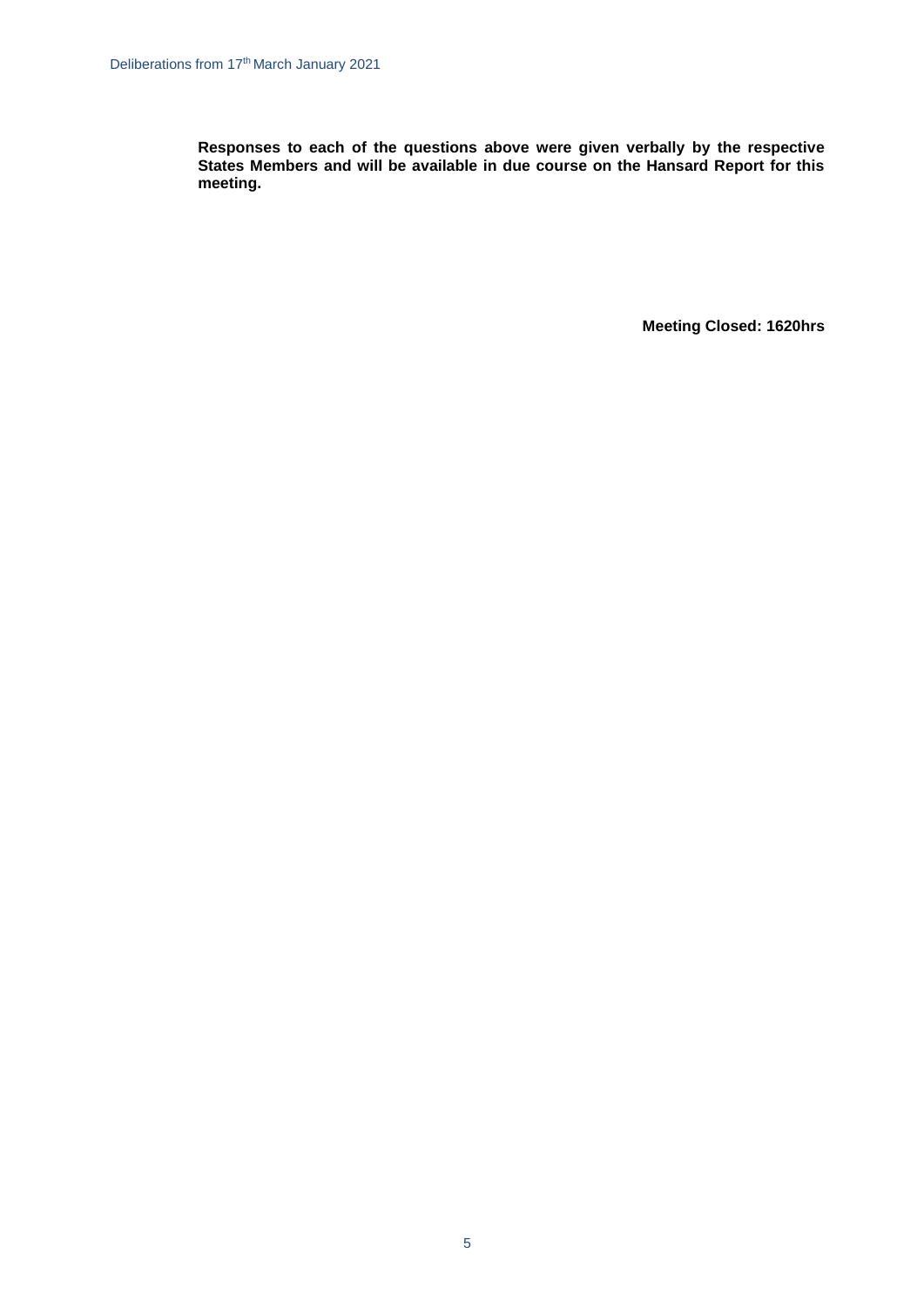**Responses to each of the questions above were given verbally by the respective States Members and will be available in due course on the Hansard Report for this meeting.**

**Meeting Closed: 1620hrs**